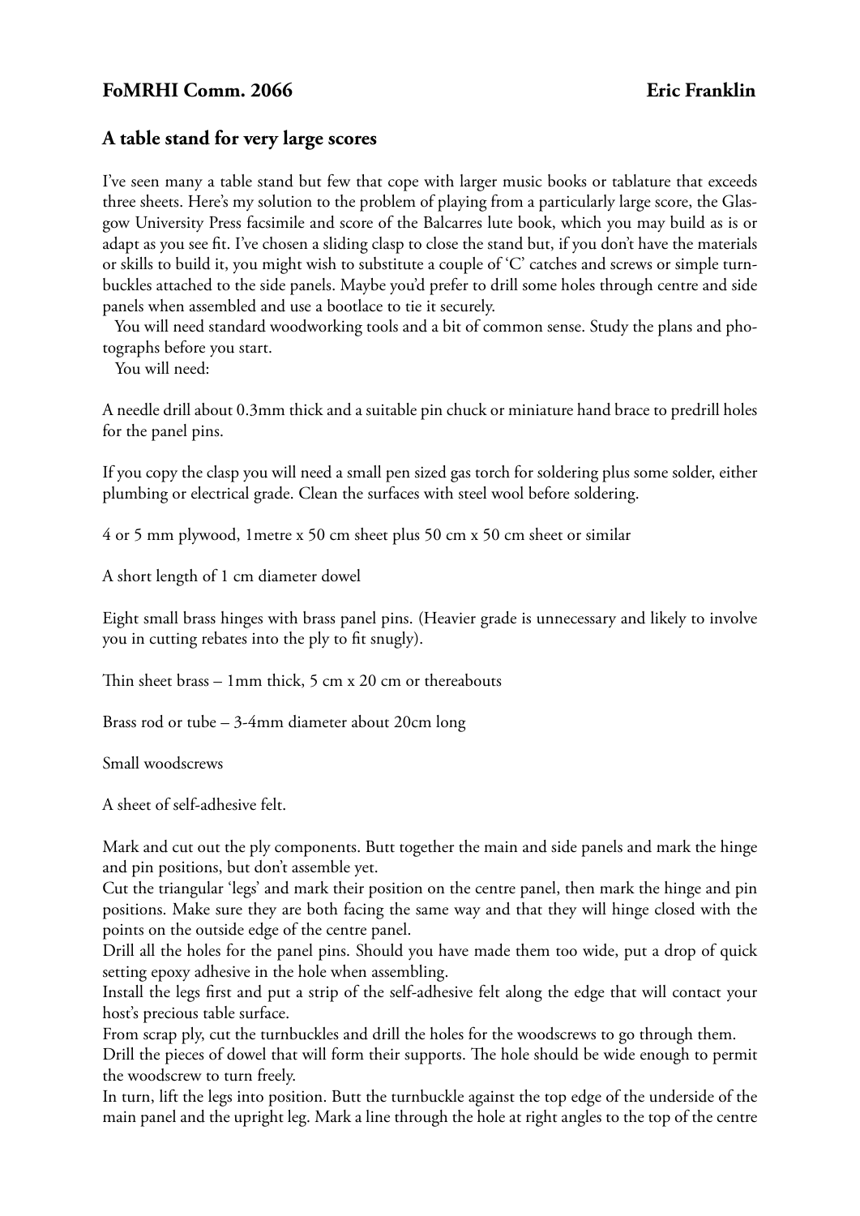**FoMRHI Comm. 2066** **Eric Franklin**

## A table stand for very large scores

I've seen many a table stand but few that cope with larger music books or tablature that exceeds three sheets. Here's my solution to the problem of playing from a particularly large score, the Glasgow University Press facsimile and score of the Balcarres lute book, which you may build as is or adapt as you see fit. I've chosen a sliding clasp to close the stand but, if you don't have the materials or skills to build it, you might wish to substitute a couple of 'C' catches and screws or simple turnbuckles attached to the side panels. Maybe you'd prefer to drill some holes through centre and side panels when assembled and use a bootlace to tie it securely.

You will need standard woodworking tools and a bit of common sense. Study the plans and photographs before you start.

You will need:

A needle drill about 0.3mm thick and a suitable pin chuck or miniature hand brace to predrill holes for the panel pins.

If you copy the clasp you will need a small pen sized gas torch for soldering plus some solder, either plumbing or electrical grade. Clean the surfaces with steel wool before soldering.

4 or 5 mm plywood, 1metre x 50 cm sheet plus 50 cm x 50 cm sheet or similar

A short length of 1 cm diameter dowel

Eight small brass hinges with brass panel pins. (Heavier grade is unnecessary and likely to involve you in cutting rebates into the ply to fit snugly).

Thin sheet brass – 1mm thick, 5 cm x 20 cm or thereabouts

Brass rod or tube – 3-4mm diameter about 20cm long

Small woodscrews

A sheet of self-adhesive felt.

Mark and cut out the ply components. Butt together the main and side panels and mark the hinge and pin positions, but don't assemble yet.
Cut the triangular 'legs' and mark their position on the centre panel, then mark the hinge and pin positions. Make sure they are both facing the same way and that they will hinge closed with the points on the outside edge of the centre panel.
Drill all the holes for the panel pins. Should you have made them too wide, put a drop of quick setting epoxy adhesive in the hole when assembling.
Install the legs first and put a strip of the self-adhesive felt along the edge that will contact your host's precious table surface.
From scrap ply, cut the turnbuckles and drill the holes for the woodscrews to go through them.
Drill the pieces of dowel that will form their supports. The hole should be wide enough to permit the woodscrew to turn freely.
In turn, lift the legs into position. Butt the turnbuckle against the top edge of the underside of the main panel and the upright leg. Mark a line through the hole at right angles to the top of the centre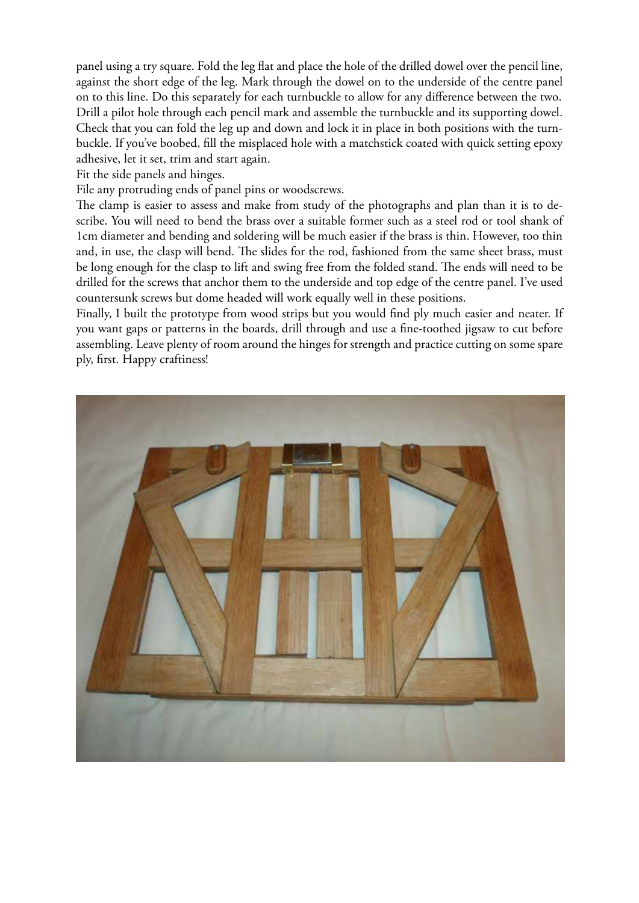panel using a try square. Fold the leg flat and place the hole of the drilled dowel over the pencil line, against the short edge of the leg. Mark through the dowel on to the underside of the centre panel on to this line. Do this separately for each turnbuckle to allow for any difference between the two. Drill a pilot hole through each pencil mark and assemble the turnbuckle and its supporting dowel. Check that you can fold the leg up and down and lock it in place in both positions with the turnbuckle. If you've boobed, fill the misplaced hole with a matchstick coated with quick setting epoxy adhesive, let it set, trim and start again.

Fit the side panels and hinges.

File any protruding ends of panel pins or woodscrews.

The clamp is easier to assess and make from study of the photographs and plan than it is to describe. You will need to bend the brass over a suitable former such as a steel rod or tool shank of 1cm diameter and bending and soldering will be much easier if the brass is thin. However, too thin and, in use, the clasp will bend. The slides for the rod, fashioned from the same sheet brass, must be long enough for the clasp to lift and swing free from the folded stand. The ends will need to be drilled for the screws that anchor them to the underside and top edge of the centre panel. I've used countersunk screws but dome headed will work equally well in these positions.

Finally, I built the prototype from wood strips but you would find ply much easier and neater. If you want gaps or patterns in the boards, drill through and use a fine-toothed jigsaw to cut before assembling. Leave plenty of room around the hinges for strength and practice cutting on some spare ply, first. Happy craftiness!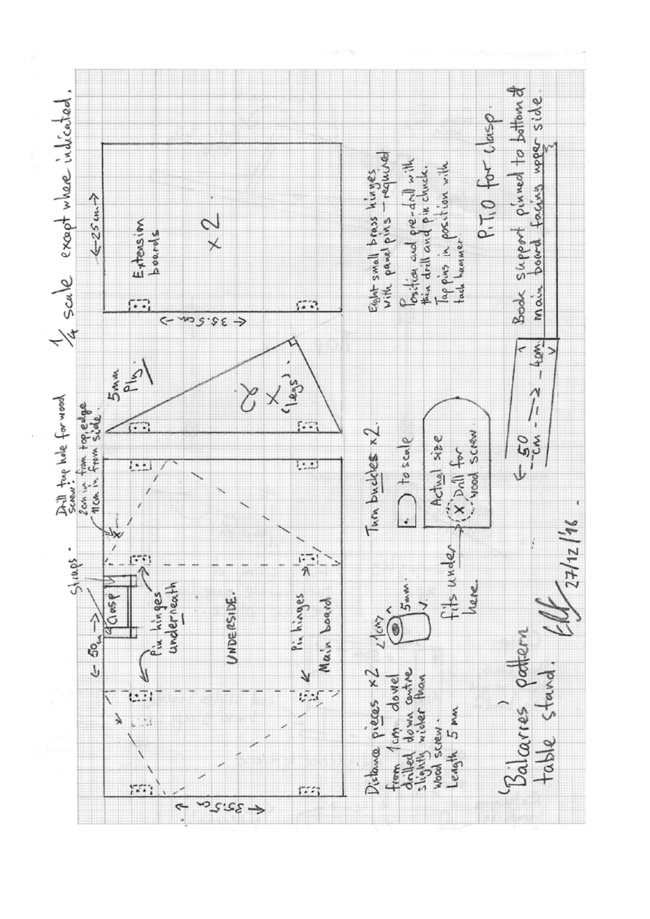¼ scale except where indicated.

Extension boards

←25cm→

35.5cm

× 2

5mm Ply

× 2 'legs'

Drill tap hole for wood screw: 2cm in from top edge, 11cm in from side.

Straps.

← 50cm →

Clasp

Pin hinges underneath

UNDERSIDE.

Pin hinges

Main board

35.5cm

Eight small brass hinges with panel pins – required

Position and pre-drill with thin drill and pin chuck. Tap pins in position with tack hammer!

P.T.O for clasp.

Book support pinned to bottom of main board facing upper side.

← 50cm →

4cm

Turn buckles × 2.

to scale

Actual size

Drill for wood screw.

fits under here.

Distance pieces × 2 from 1cm dowel drilled down centre slightly wider than wood screw. Length 5mm

1cm

5mm.

'Balcarres' pattern table stand.

27/12/'16.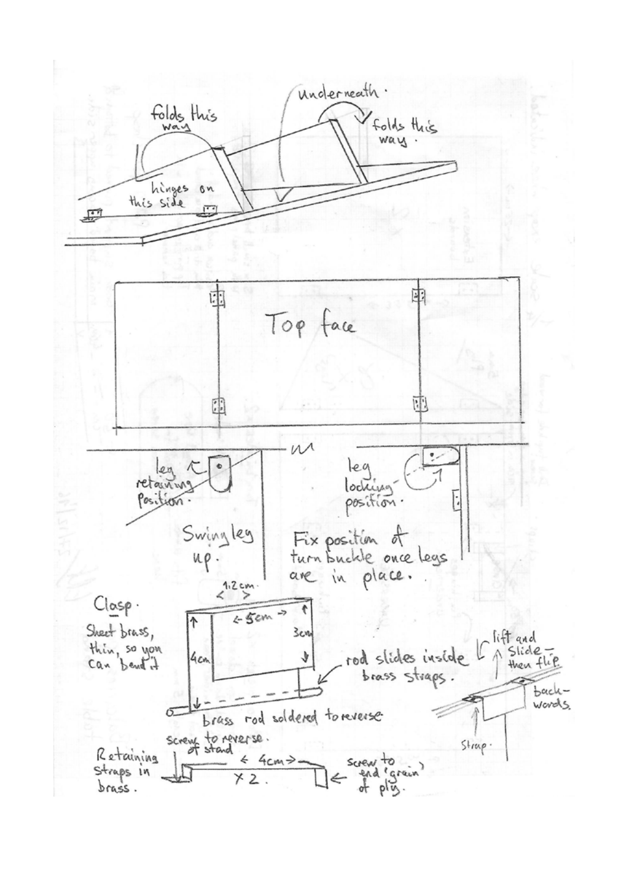underneath.

folds this way

folds this way.

hinges on this side

Top face

leg retaining position.

Swing leg up.

leg locking position.

Fix position of turn buckle once legs are in place.

Clasp.

Sheet brass, thin, so you can bend it

1.2cm.

5cm

3cm

4cm

rod slides inside brass straps.

brass rod soldered to reverse

lift and slide — then flip backwards.

Strap.

screw to reverse of stand

Retaining straps in brass.

4cm

x 2.

screw to end 'grain' of ply.